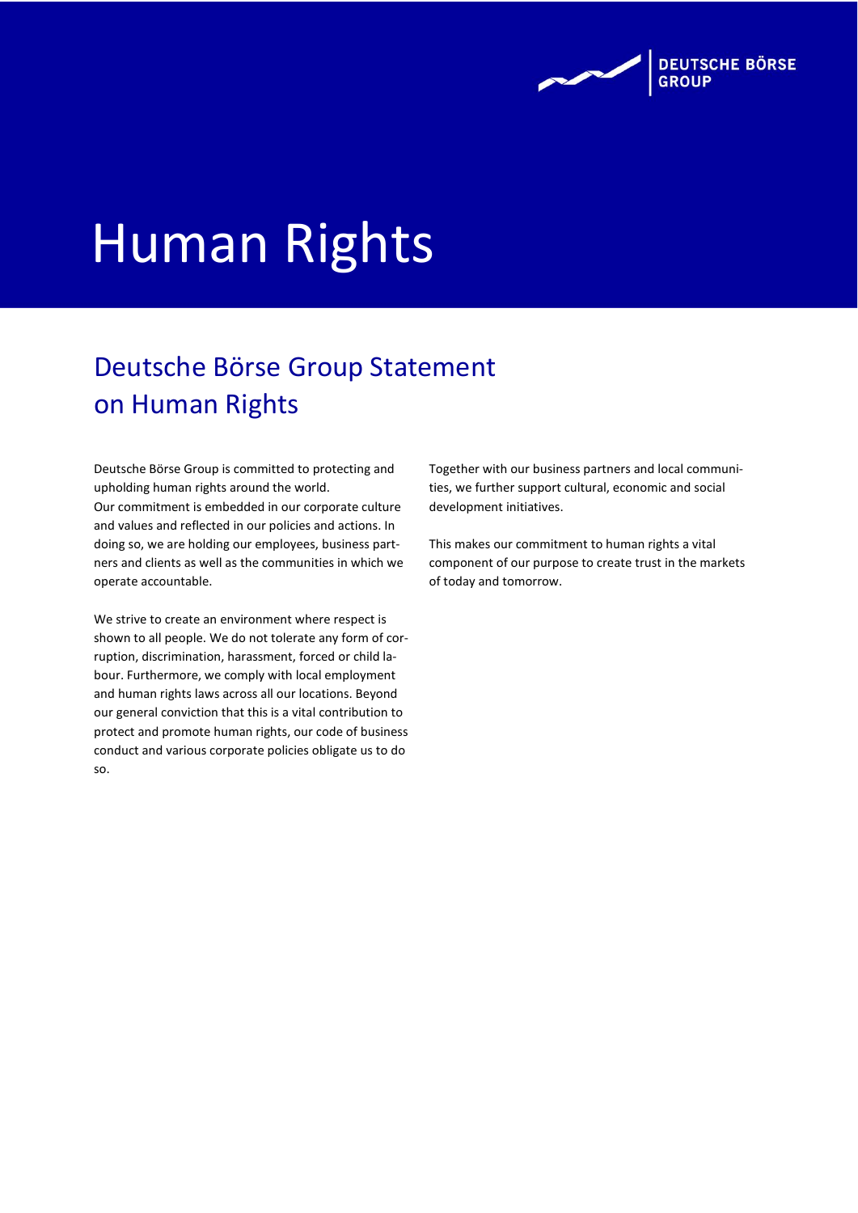# Human Rights

## Deutsche Börse Group Statement on Human Rights

Deutsche Börse Group is committed to protecting and upholding human rights around the world.
Our commitment is embedded in our corporate culture and values and reflected in our policies and actions. In doing so, we are holding our employees, business partners and clients as well as the communities in which we operate accountable.

We strive to create an environment where respect is shown to all people. We do not tolerate any form of corruption, discrimination, harassment, forced or child labour. Furthermore, we comply with local employment and human rights laws across all our locations. Beyond our general conviction that this is a vital contribution to protect and promote human rights, our code of business conduct and various corporate policies obligate us to do so.

Together with our business partners and local communities, we further support cultural, economic and social development initiatives.

This makes our commitment to human rights a vital component of our purpose to create trust in the markets of today and tomorrow.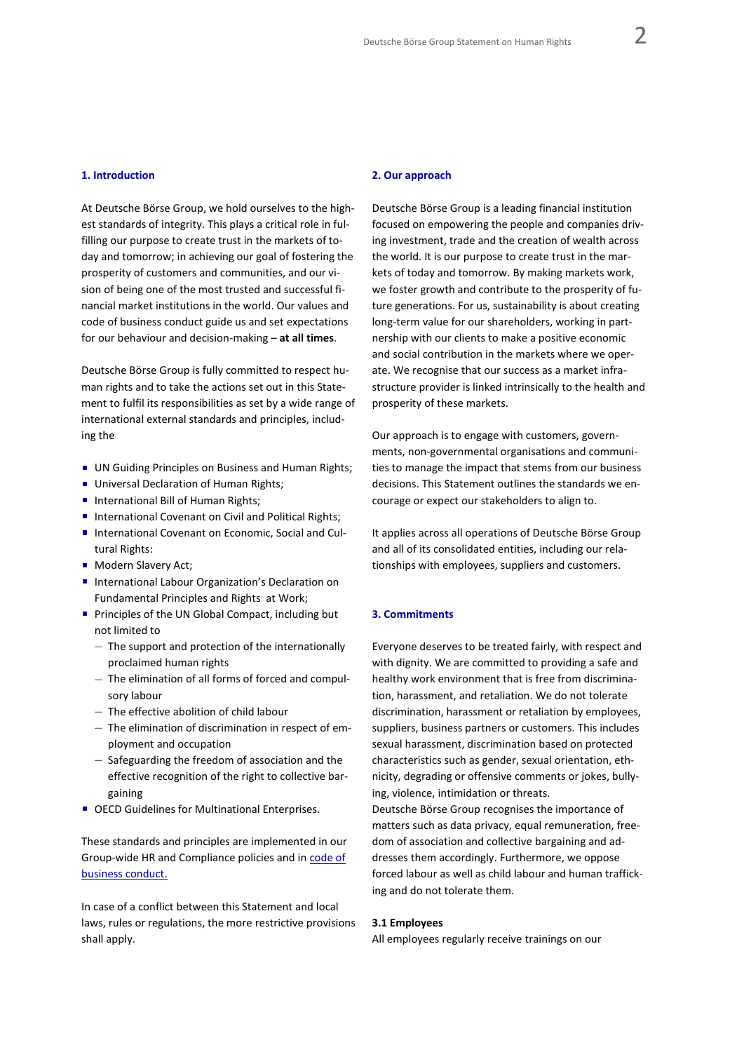## 1. Introduction

At Deutsche Börse Group, we hold ourselves to the highest standards of integrity. This plays a critical role in fulfilling our purpose to create trust in the markets of today and tomorrow; in achieving our goal of fostering the prosperity of customers and communities, and our vision of being one of the most trusted and successful financial market institutions in the world. Our values and code of business conduct guide us and set expectations for our behaviour and decision-making – **at all times**.

Deutsche Börse Group is fully committed to respect human rights and to take the actions set out in this Statement to fulfil its responsibilities as set by a wide range of international external standards and principles, including the

- UN Guiding Principles on Business and Human Rights;
- Universal Declaration of Human Rights;
- International Bill of Human Rights;
- International Covenant on Civil and Political Rights;
- International Covenant on Economic, Social and Cultural Rights:
- Modern Slavery Act;
- International Labour Organization's Declaration on Fundamental Principles and Rights at Work;
- Principles of the UN Global Compact, including but not limited to
  - The support and protection of the internationally proclaimed human rights
  - The elimination of all forms of forced and compulsory labour
  - The effective abolition of child labour
  - The elimination of discrimination in respect of employment and occupation
  - Safeguarding the freedom of association and the effective recognition of the right to collective bargaining
- OECD Guidelines for Multinational Enterprises.

These standards and principles are implemented in our Group-wide HR and Compliance policies and in code of business conduct.

In case of a conflict between this Statement and local laws, rules or regulations, the more restrictive provisions shall apply.

## 2. Our approach

Deutsche Börse Group is a leading financial institution focused on empowering the people and companies driving investment, trade and the creation of wealth across the world. It is our purpose to create trust in the markets of today and tomorrow. By making markets work, we foster growth and contribute to the prosperity of future generations. For us, sustainability is about creating long-term value for our shareholders, working in partnership with our clients to make a positive economic and social contribution in the markets where we operate. We recognise that our success as a market infrastructure provider is linked intrinsically to the health and prosperity of these markets.

Our approach is to engage with customers, governments, non-governmental organisations and communities to manage the impact that stems from our business decisions. This Statement outlines the standards we encourage or expect our stakeholders to align to.

It applies across all operations of Deutsche Börse Group and all of its consolidated entities, including our relationships with employees, suppliers and customers.

## 3. Commitments

Everyone deserves to be treated fairly, with respect and with dignity. We are committed to providing a safe and healthy work environment that is free from discrimination, harassment, and retaliation. We do not tolerate discrimination, harassment or retaliation by employees, suppliers, business partners or customers. This includes sexual harassment, discrimination based on protected characteristics such as gender, sexual orientation, ethnicity, degrading or offensive comments or jokes, bullying, violence, intimidation or threats.

Deutsche Börse Group recognises the importance of matters such as data privacy, equal remuneration, freedom of association and collective bargaining and addresses them accordingly. Furthermore, we oppose forced labour as well as child labour and human trafficking and do not tolerate them.

### 3.1 Employees

All employees regularly receive trainings on our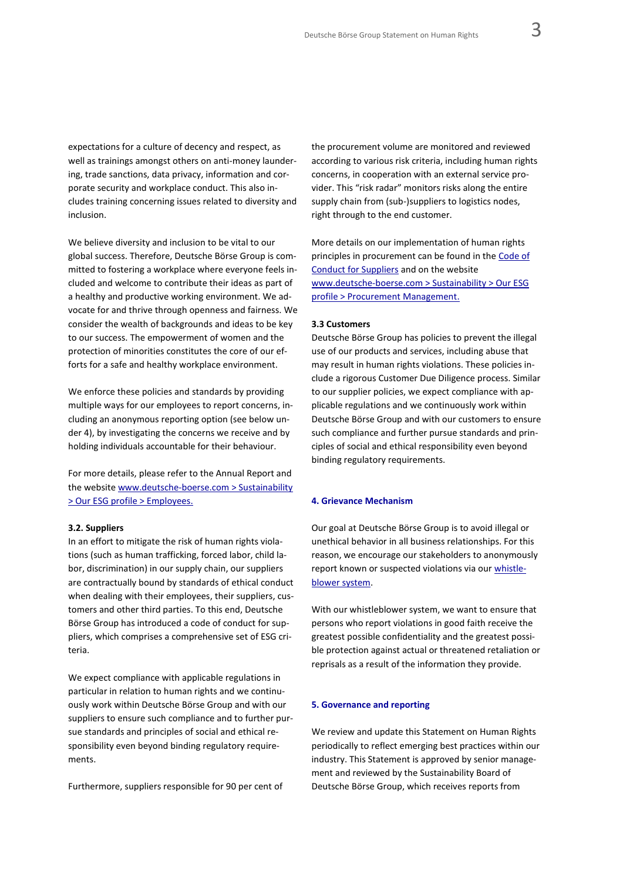expectations for a culture of decency and respect, as well as trainings amongst others on anti-money laundering, trade sanctions, data privacy, information and corporate security and workplace conduct. This also includes training concerning issues related to diversity and inclusion.

We believe diversity and inclusion to be vital to our global success. Therefore, Deutsche Börse Group is committed to fostering a workplace where everyone feels included and welcome to contribute their ideas as part of a healthy and productive working environment. We advocate for and thrive through openness and fairness. We consider the wealth of backgrounds and ideas to be key to our success. The empowerment of women and the protection of minorities constitutes the core of our efforts for a safe and healthy workplace environment.

We enforce these policies and standards by providing multiple ways for our employees to report concerns, including an anonymous reporting option (see below under 4), by investigating the concerns we receive and by holding individuals accountable for their behaviour.

For more details, please refer to the Annual Report and the website [www.deutsche-boerse.com > Sustainability > Our ESG profile > Employees.]()

### 3.2. Suppliers

In an effort to mitigate the risk of human rights violations (such as human trafficking, forced labor, child labor, discrimination) in our supply chain, our suppliers are contractually bound by standards of ethical conduct when dealing with their employees, their suppliers, customers and other third parties. To this end, Deutsche Börse Group has introduced a code of conduct for suppliers, which comprises a comprehensive set of ESG criteria.

We expect compliance with applicable regulations in particular in relation to human rights and we continuously work within Deutsche Börse Group and with our suppliers to ensure such compliance and to further pursue standards and principles of social and ethical responsibility even beyond binding regulatory requirements.

Furthermore, suppliers responsible for 90 per cent of the procurement volume are monitored and reviewed according to various risk criteria, including human rights concerns, in cooperation with an external service provider. This "risk radar" monitors risks along the entire supply chain from (sub-)suppliers to logistics nodes, right through to the end customer.

More details on our implementation of human rights principles in procurement can be found in the [Code of Conduct for Suppliers]() and on the website [www.deutsche-boerse.com > Sustainability > Our ESG profile > Procurement Management.]()

### 3.3 Customers

Deutsche Börse Group has policies to prevent the illegal use of our products and services, including abuse that may result in human rights violations. These policies include a rigorous Customer Due Diligence process. Similar to our supplier policies, we expect compliance with applicable regulations and we continuously work within Deutsche Börse Group and with our customers to ensure such compliance and further pursue standards and principles of social and ethical responsibility even beyond binding regulatory requirements.

## 4. Grievance Mechanism

Our goal at Deutsche Börse Group is to avoid illegal or unethical behavior in all business relationships. For this reason, we encourage our stakeholders to anonymously report known or suspected violations via our [whistleblower system]().

With our whistleblower system, we want to ensure that persons who report violations in good faith receive the greatest possible confidentiality and the greatest possible protection against actual or threatened retaliation or reprisals as a result of the information they provide.

## 5. Governance and reporting

We review and update this Statement on Human Rights periodically to reflect emerging best practices within our industry. This Statement is approved by senior management and reviewed by the Sustainability Board of Deutsche Börse Group, which receives reports from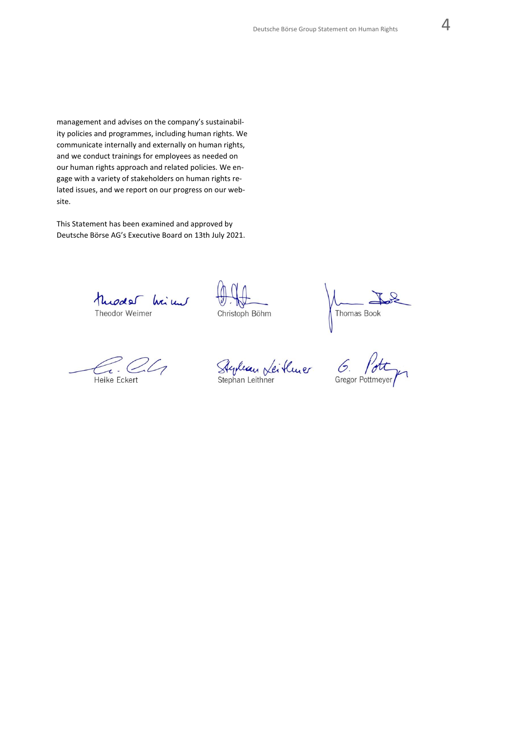management and advises on the company's sustainability policies and programmes, including human rights. We communicate internally and externally on human rights, and we conduct trainings for employees as needed on our human rights approach and related policies. We engage with a variety of stakeholders on human rights related issues, and we report on our progress on our website.

This Statement has been examined and approved by Deutsche Börse AG's Executive Board on 13th July 2021.

Theodor Weimer

Christoph Böhm

Thomas Book

Heike Eckert

Stephan Leithner

Gregor Pottmeyer